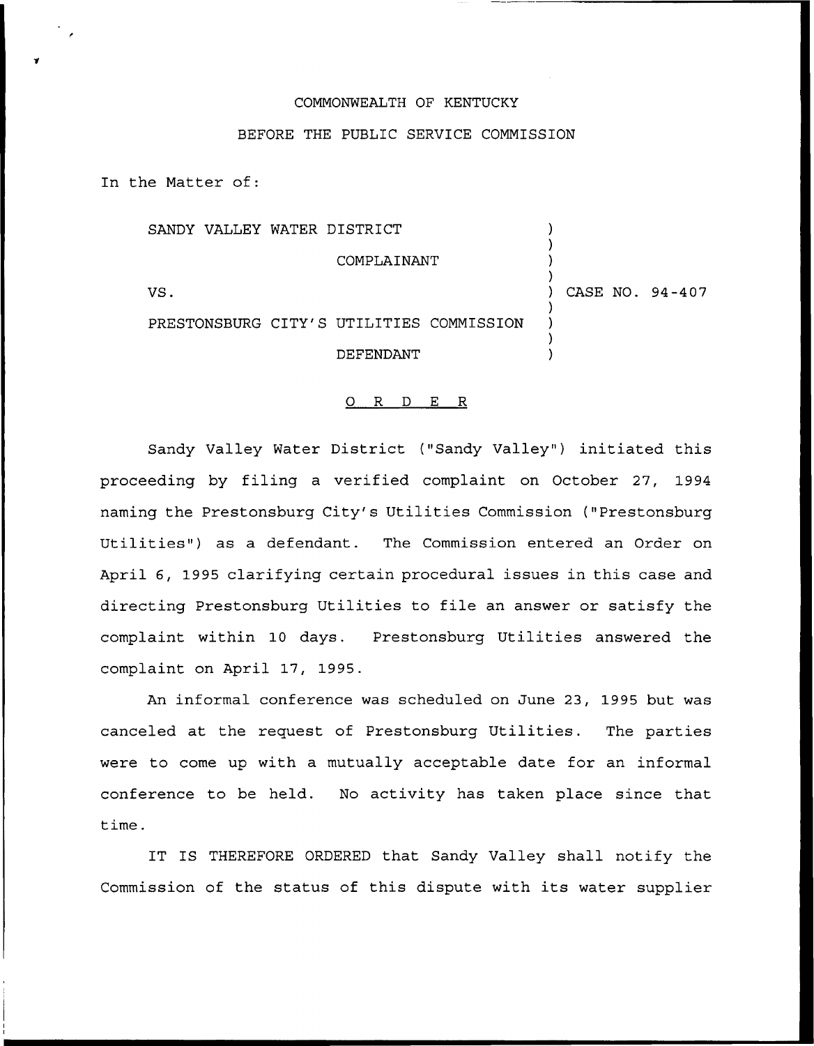COMMONWEALTH OF KENTUCKY

BEFORE THE PUBLIC SERVICE COMMISSION

In the Matter of:

SANDY VALLEY WATER DISTRICT

COMPLAINANT

VS.

PRESTONSBURG CITY'S UTILITIES COMMISSION

DEFENDANT

CASE NO. 94-407

O R D E R

Sandy Valley Water District ("Sandy Valley") initiated this proceeding by filing a verified complaint on October 27, 1994 naming the Prestonsburg City's Utilities Commission ("Prestonsburg Utilities") as a defendant. The Commission entered an Order on April 6, 1995 clarifying certain procedural issues in this case and directing Prestonsburg Utilities to file an answer or satisfy the complaint within 10 days. Prestonsburg Utilities answered the complaint on April 17, 1995.

An informal conference was scheduled on June 23, 1995 but was canceled at the request of Prestonsburg Utilities. The parties were to come up with a mutually acceptable date for an informal conference to be held. No activity has taken place since that time.

IT IS THEREFORE ORDERED that Sandy Valley shall notify the Commission of the status of this dispute with its water supplier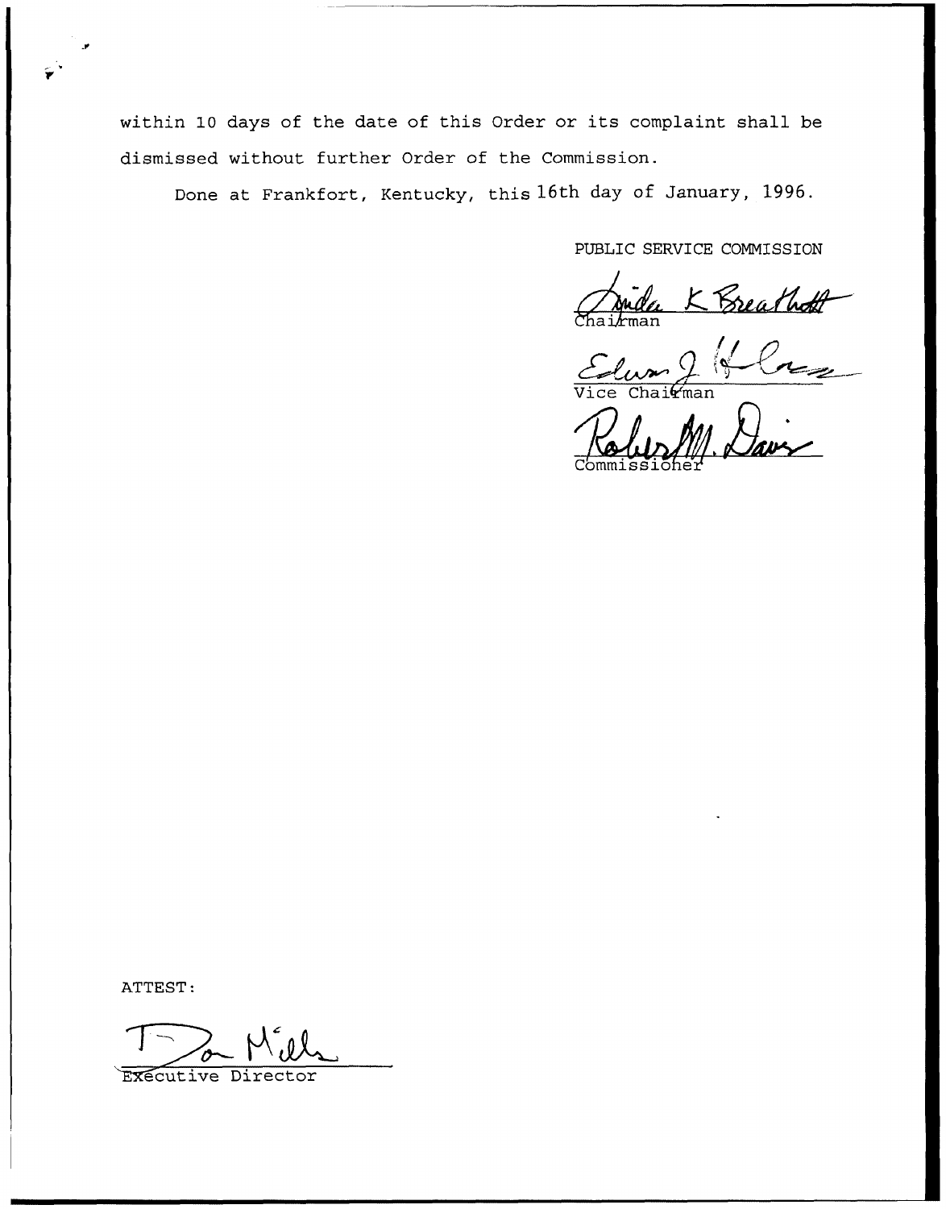within 10 days of the date of this Order or its complaint shall be dismissed without further Order of the Commission.

Done at Frankfort, Kentucky, this 16th day of January, 1996.

PUBLIC SERVICE COMMISSION

Chairman

Vice Chairman

Commissioner

ATTEST:

Executive Director